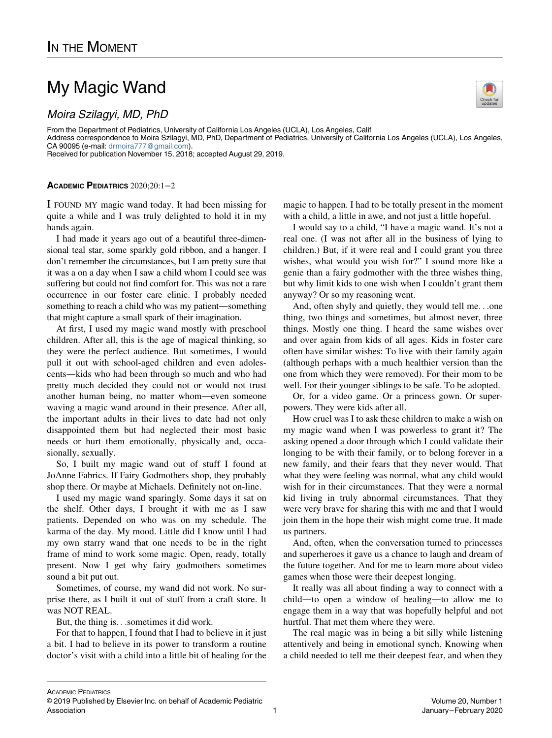In the Moment

# My Magic Wand

*Moira Szilagyi, MD, PhD*

From the Department of Pediatrics, University of California Los Angeles (UCLA), Los Angeles, Calif
Address correspondence to Moira Szilagyi, MD, PhD, Department of Pediatrics, University of California Los Angeles (UCLA), Los Angeles, CA 90095 (e-mail: drmoira777@gmail.com).
Received for publication November 15, 2018; accepted August 29, 2019.

**Academic Pediatrics** 2020;20:1−2

I found my magic wand today. It had been missing for quite a while and I was truly delighted to hold it in my hands again.

I had made it years ago out of a beautiful three-dimensional teal star, some sparkly gold ribbon, and a hanger. I don't remember the circumstances, but I am pretty sure that it was a on a day when I saw a child whom I could see was suffering but could not find comfort for. This was not a rare occurrence in our foster care clinic. I probably needed something to reach a child who was my patient—something that might capture a small spark of their imagination.

At first, I used my magic wand mostly with preschool children. After all, this is the age of magical thinking, so they were the perfect audience. But sometimes, I would pull it out with school-aged children and even adolescents—kids who had been through so much and who had pretty much decided they could not or would not trust another human being, no matter whom—even someone waving a magic wand around in their presence. After all, the important adults in their lives to date had not only disappointed them but had neglected their most basic needs or hurt them emotionally, physically and, occasionally, sexually.

So, I built my magic wand out of stuff I found at JoAnne Fabrics. If Fairy Godmothers shop, they probably shop there. Or maybe at Michaels. Definitely not on-line.

I used my magic wand sparingly. Some days it sat on the shelf. Other days, I brought it with me as I saw patients. Depended on who was on my schedule. The karma of the day. My mood. Little did I know until I had my own starry wand that one needs to be in the right frame of mind to work some magic. Open, ready, totally present. Now I get why fairy godmothers sometimes sound a bit put out.

Sometimes, of course, my wand did not work. No surprise there, as I built it out of stuff from a craft store. It was NOT REAL.

But, the thing is. . .sometimes it did work.

For that to happen, I found that I had to believe in it just a bit. I had to believe in its power to transform a routine doctor's visit with a child into a little bit of healing for the magic to happen. I had to be totally present in the moment with a child, a little in awe, and not just a little hopeful.

I would say to a child, "I have a magic wand. It's not a real one. (I was not after all in the business of lying to children.) But, if it were real and I could grant you three wishes, what would you wish for?" I sound more like a genie than a fairy godmother with the three wishes thing, but why limit kids to one wish when I couldn't grant them anyway? Or so my reasoning went.

And, often shyly and quietly, they would tell me. . .one thing, two things and sometimes, but almost never, three things. Mostly one thing. I heard the same wishes over and over again from kids of all ages. Kids in foster care often have similar wishes: To live with their family again (although perhaps with a much healthier version than the one from which they were removed). For their mom to be well. For their younger siblings to be safe. To be adopted.

Or, for a video game. Or a princess gown. Or superpowers. They were kids after all.

How cruel was I to ask these children to make a wish on my magic wand when I was powerless to grant it? The asking opened a door through which I could validate their longing to be with their family, or to belong forever in a new family, and their fears that they never would. That what they were feeling was normal, what any child would wish for in their circumstances. That they were a normal kid living in truly abnormal circumstances. That they were very brave for sharing this with me and that I would join them in the hope their wish might come true. It made us partners.

And, often, when the conversation turned to princesses and superheroes it gave us a chance to laugh and dream of the future together. And for me to learn more about video games when those were their deepest longing.

It really was all about finding a way to connect with a child—to open a window of healing—to allow me to engage them in a way that was hopefully helpful and not hurtful. That met them where they were.

The real magic was in being a bit silly while listening attentively and being in emotional synch. Knowing when a child needed to tell me their deepest fear, and when they

© 2019 Published by Elsevier Inc. on behalf of Academic Pediatric Association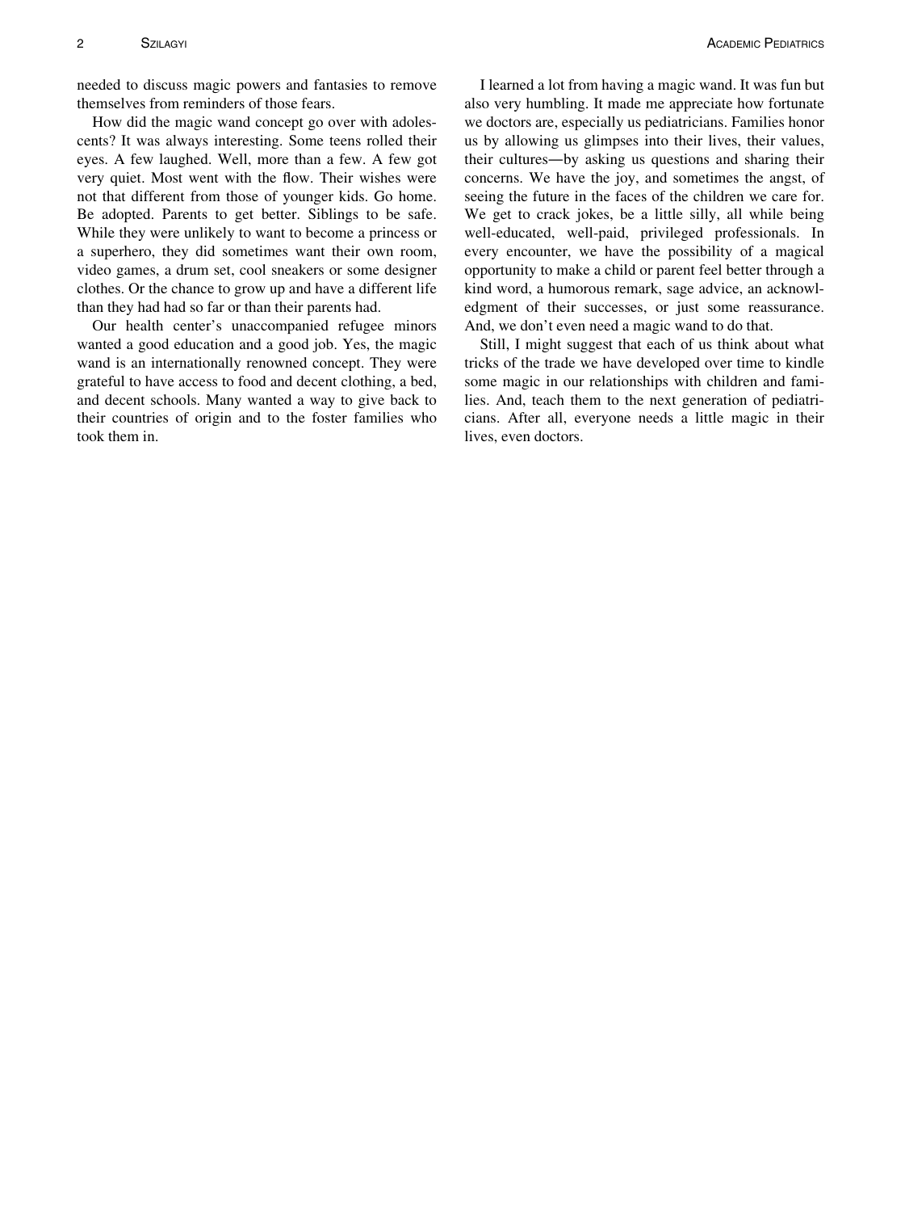needed to discuss magic powers and fantasies to remove themselves from reminders of those fears.

How did the magic wand concept go over with adolescents? It was always interesting. Some teens rolled their eyes. A few laughed. Well, more than a few. A few got very quiet. Most went with the flow. Their wishes were not that different from those of younger kids. Go home. Be adopted. Parents to get better. Siblings to be safe. While they were unlikely to want to become a princess or a superhero, they did sometimes want their own room, video games, a drum set, cool sneakers or some designer clothes. Or the chance to grow up and have a different life than they had had so far or than their parents had.

Our health center's unaccompanied refugee minors wanted a good education and a good job. Yes, the magic wand is an internationally renowned concept. They were grateful to have access to food and decent clothing, a bed, and decent schools. Many wanted a way to give back to their countries of origin and to the foster families who took them in.

I learned a lot from having a magic wand. It was fun but also very humbling. It made me appreciate how fortunate we doctors are, especially us pediatricians. Families honor us by allowing us glimpses into their lives, their values, their cultures—by asking us questions and sharing their concerns. We have the joy, and sometimes the angst, of seeing the future in the faces of the children we care for. We get to crack jokes, be a little silly, all while being well-educated, well-paid, privileged professionals. In every encounter, we have the possibility of a magical opportunity to make a child or parent feel better through a kind word, a humorous remark, sage advice, an acknowledgment of their successes, or just some reassurance. And, we don't even need a magic wand to do that.

Still, I might suggest that each of us think about what tricks of the trade we have developed over time to kindle some magic in our relationships with children and families. And, teach them to the next generation of pediatricians. After all, everyone needs a little magic in their lives, even doctors.